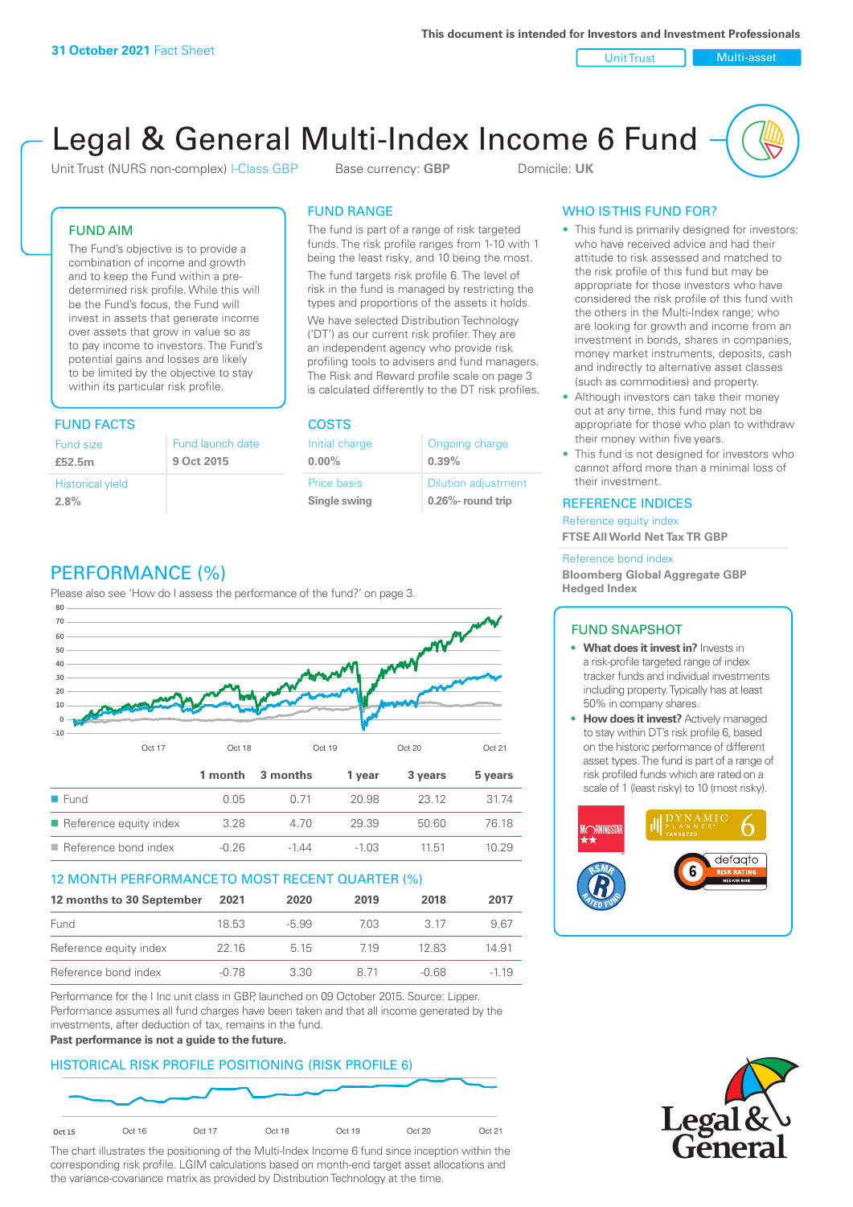**31 October 2021** Fact Sheet

This document is intended for Investors and Investment Professionals

Unit Trust | Multi-asset

# Legal & General Multi-Index Income 6 Fund

Unit Trust (NURS non-complex) I-Class GBP    Base currency: **GBP**    Domicile: **UK**

## FUND AIM

The Fund's objective is to provide a combination of income and growth and to keep the Fund within a pre-determined risk profile. While this will be the Fund's focus, the Fund will invest in assets that generate income over assets that grow in value so as to pay income to investors. The Fund's potential gains and losses are likely to be limited by the objective to stay within its particular risk profile.

## FUND FACTS

| Fund size | Fund launch date |
|---|---|
| **£52.5m** | **9 Oct 2015** |
| Historical yield | |
| **2.8%** | |

## FUND RANGE

The fund is part of a range of risk targeted funds. The risk profile ranges from 1-10 with 1 being the least risky, and 10 being the most.

The fund targets risk profile 6. The level of risk in the fund is managed by restricting the types and proportions of the assets it holds. We have selected Distribution Technology ('DT') as our current risk profiler. They are an independent agency who provide risk profiling tools to advisers and fund managers. The Risk and Reward profile scale on page 3 is calculated differently to the DT risk profiles.

## COSTS

| Initial charge | Ongoing charge |
|---|---|
| **0.00%** | **0.39%** |
| Price basis | Dilution adjustment |
| **Single swing** | **0.26%- round trip** |

## WHO IS THIS FUND FOR?

- This fund is primarily designed for investors: who have received advice and had their attitude to risk assessed and matched to the risk profile of this fund but may be appropriate for those investors who have considered the risk profile of this fund with the others in the Multi-Index range; who are looking for growth and income from an investment in bonds, shares in companies, money market instruments, deposits, cash and indirectly to alternative asset classes (such as commodities) and property.
- Although investors can take their money out at any time, this fund may not be appropriate for those who plan to withdraw their money within five years.
- This fund is not designed for investors who cannot afford more than a minimal loss of their investment.

## REFERENCE INDICES

Reference equity index
**FTSE All World Net Tax TR GBP**

Reference bond index
**Bloomberg Global Aggregate GBP Hedged Index**

## PERFORMANCE (%)

Please also see 'How do I assess the performance of the fund?' on page 3.

80
70
60
50
40
30
20
10
0
-10

Oct 17
Oct 18
Oct 19
Oct 20
Oct 21

| | 1 month | 3 months | 1 year | 3 years | 5 years |
|---|---|---|---|---|---|
| Fund | 0.05 | 0.71 | 20.98 | 23.12 | 31.74 |
| Reference equity index | 3.28 | 4.70 | 29.39 | 50.60 | 76.18 |
| Reference bond index | -0.26 | -1.44 | -1.03 | 11.51 | 10.29 |

## 12 MONTH PERFORMANCE TO MOST RECENT QUARTER (%)

| 12 months to 30 September | 2021 | 2020 | 2019 | 2018 | 2017 |
|---|---|---|---|---|---|
| Fund | 18.53 | -5.99 | 7.03 | 3.17 | 9.67 |
| Reference equity index | 22.16 | 5.15 | 7.19 | 12.83 | 14.91 |
| Reference bond index | -0.78 | 3.30 | 8.71 | -0.68 | -1.19 |

Performance for the I Inc unit class in GBP, launched on 09 October 2015. Source: Lipper. Performance assumes all fund charges have been taken and that all income generated by the investments, after deduction of tax, remains in the fund.

**Past performance is not a guide to the future.**

## HISTORICAL RISK PROFILE POSITIONING (RISK PROFILE 6)

Oct 15
Oct 16
Oct 17
Oct 18
Oct 19
Oct 20
Oct 21

The chart illustrates the positioning of the Multi-Index Income 6 fund since inception within the corresponding risk profile. LGIM calculations based on month-end target asset allocations and the variance-covariance matrix as provided by Distribution Technology at the time.

## FUND SNAPSHOT

- **What does it invest in?** Invests in a risk-profile targeted range of index tracker funds and individual investments including property. Typically has at least 50% in company shares.
- **How does it invest?** Actively managed to stay within DT's risk profile 6, based on the historic performance of different asset types. The fund is part of a range of risk profiled funds which are rated on a scale of 1 (least risky) to 10 (most risky).

MORNINGSTAR ★★
DYNAMIC PLANNER TARGETED 6
RSMR RATED FUND
defaqto 6 RISK RATING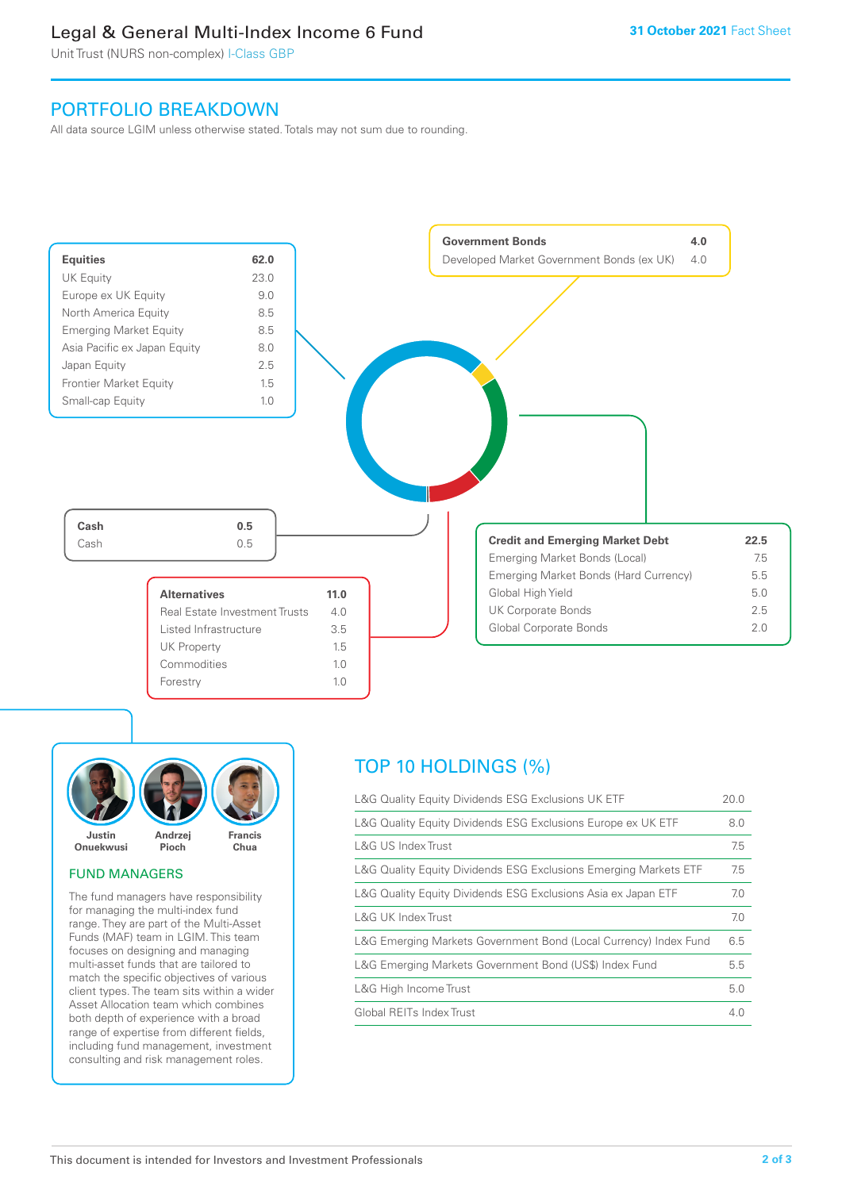## PORTFOLIO BREAKDOWN

All data source LGIM unless otherwise stated. Totals may not sum due to rounding.

| Equities | 62.0 |
|---|---|
| UK Equity | 23.0 |
| Europe ex UK Equity | 9.0 |
| North America Equity | 8.5 |
| Emerging Market Equity | 8.5 |
| Asia Pacific ex Japan Equity | 8.0 |
| Japan Equity | 2.5 |
| Frontier Market Equity | 1.5 |
| Small-cap Equity | 1.0 |

| Government Bonds | 4.0 |
|---|---|
| Developed Market Government Bonds (ex UK) | 4.0 |

| Cash | 0.5 |
|---|---|
| Cash | 0.5 |

| Credit and Emerging Market Debt | 22.5 |
|---|---|
| Emerging Market Bonds (Local) | 7.5 |
| Emerging Market Bonds (Hard Currency) | 5.5 |
| Global High Yield | 5.0 |
| UK Corporate Bonds | 2.5 |
| Global Corporate Bonds | 2.0 |

| Alternatives | 11.0 |
|---|---|
| Real Estate Investment Trusts | 4.0 |
| Listed Infrastructure | 3.5 |
| UK Property | 1.5 |
| Commodities | 1.0 |
| Forestry | 1.0 |

Justin Onuekwusi
Andrzej Pioch
Francis Chua

### FUND MANAGERS

The fund managers have responsibility for managing the multi-index fund range. They are part of the Multi-Asset Funds (MAF) team in LGIM. This team focuses on designing and managing multi-asset funds that are tailored to match the specific objectives of various client types. The team sits within a wider Asset Allocation team which combines both depth of experience with a broad range of expertise from different fields, including fund management, investment consulting and risk management roles.

## TOP 10 HOLDINGS (%)

| | |
|---|---|
| L&G Quality Equity Dividends ESG Exclusions UK ETF | 20.0 |
| L&G Quality Equity Dividends ESG Exclusions Europe ex UK ETF | 8.0 |
| L&G US Index Trust | 7.5 |
| L&G Quality Equity Dividends ESG Exclusions Emerging Markets ETF | 7.5 |
| L&G Quality Equity Dividends ESG Exclusions Asia ex Japan ETF | 7.0 |
| L&G UK Index Trust | 7.0 |
| L&G Emerging Markets Government Bond (Local Currency) Index Fund | 6.5 |
| L&G Emerging Markets Government Bond (US$) Index Fund | 5.5 |
| L&G High Income Trust | 5.0 |
| Global REITs Index Trust | 4.0 |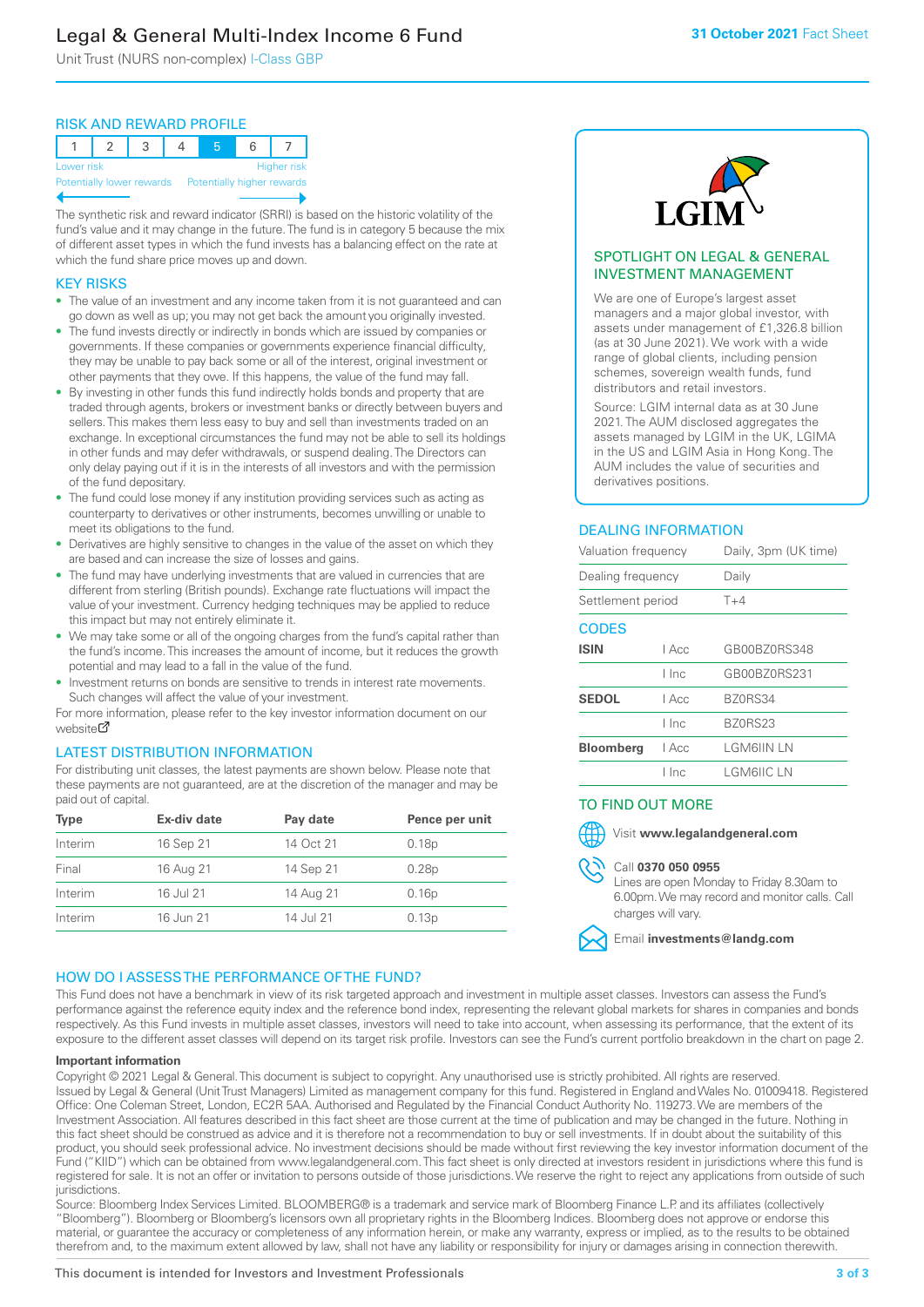# Legal & General Multi-Index Income 6 Fund

Unit Trust (NURS non-complex) I-Class GBP

**31 October 2021** Fact Sheet

## RISK AND REWARD PROFILE

| 1 | 2 | 3 | 4 | 5 | 6 | 7 |
|---|---|---|---|---|---|---|

Lower risk — Higher risk

Potentially lower rewards — Potentially higher rewards

The synthetic risk and reward indicator (SRRI) is based on the historic volatility of the fund's value and it may change in the future. The fund is in category 5 because the mix of different asset types in which the fund invests has a balancing effect on the rate at which the fund share price moves up and down.

## KEY RISKS

- The value of an investment and any income taken from it is not guaranteed and can go down as well as up; you may not get back the amount you originally invested.
- The fund invests directly or indirectly in bonds which are issued by companies or governments. If these companies or governments experience financial difficulty, they may be unable to pay back some or all of the interest, original investment or other payments that they owe. If this happens, the value of the fund may fall.
- By investing in other funds this fund indirectly holds bonds and property that are traded through agents, brokers or investment banks or directly between buyers and sellers. This makes them less easy to buy and sell than investments traded on an exchange. In exceptional circumstances the fund may not be able to sell its holdings in other funds and may defer withdrawals, or suspend dealing. The Directors can only delay paying out if it is in the interests of all investors and with the permission of the fund depositary.
- The fund could lose money if any institution providing services such as acting as counterparty to derivatives or other instruments, becomes unwilling or unable to meet its obligations to the fund.
- Derivatives are highly sensitive to changes in the value of the asset on which they are based and can increase the size of losses and gains.
- The fund may have underlying investments that are valued in currencies that are different from sterling (British pounds). Exchange rate fluctuations will impact the value of your investment. Currency hedging techniques may be applied to reduce this impact but may not entirely eliminate it.
- We may take some or all of the ongoing charges from the fund's capital rather than the fund's income. This increases the amount of income, but it reduces the growth potential and may lead to a fall in the value of the fund.
- Investment returns on bonds are sensitive to trends in interest rate movements. Such changes will affect the value of your investment.

For more information, please refer to the key investor information document on our website

## LATEST DISTRIBUTION INFORMATION

For distributing unit classes, the latest payments are shown below. Please note that these payments are not guaranteed, are at the discretion of the manager and may be paid out of capital.

| Type | Ex-div date | Pay date | Pence per unit |
|---|---|---|---|
| Interim | 16 Sep 21 | 14 Oct 21 | 0.18p |
| Final | 16 Aug 21 | 14 Sep 21 | 0.28p |
| Interim | 16 Jul 21 | 14 Aug 21 | 0.16p |
| Interim | 16 Jun 21 | 14 Jul 21 | 0.13p |

## SPOTLIGHT ON LEGAL & GENERAL INVESTMENT MANAGEMENT

We are one of Europe's largest asset managers and a major global investor, with assets under management of £1,326.8 billion (as at 30 June 2021). We work with a wide range of global clients, including pension schemes, sovereign wealth funds, fund distributors and retail investors.

Source: LGIM internal data as at 30 June 2021. The AUM disclosed aggregates the assets managed by LGIM in the UK, LGIMA in the US and LGIM Asia in Hong Kong. The AUM includes the value of securities and derivatives positions.

## DEALING INFORMATION

| | |
|---|---|
| Valuation frequency | Daily, 3pm (UK time) |
| Dealing frequency | Daily |
| Settlement period | T+4 |

## CODES

| | | |
|---|---|---|
| **ISIN** | I Acc | GB00BZ0RS348 |
| | I Inc | GB00BZ0RS231 |
| **SEDOL** | I Acc | BZ0RS34 |
| | I Inc | BZ0RS23 |
| **Bloomberg** | I Acc | LGM6IIN LN |
| | I Inc | LGM6IIC LN |

## TO FIND OUT MORE

Visit **www.legalandgeneral.com**

Call **0370 050 0955**
Lines are open Monday to Friday 8.30am to 6.00pm. We may record and monitor calls. Call charges will vary.

Email **investments@landg.com**

## HOW DO I ASSESS THE PERFORMANCE OF THE FUND?

This Fund does not have a benchmark in view of its risk targeted approach and investment in multiple asset classes. Investors can assess the Fund's performance against the reference equity index and the reference bond index, representing the relevant global markets for shares in companies and bonds respectively. As this Fund invests in multiple asset classes, investors will need to take into account, when assessing its performance, that the extent of its exposure to the different asset classes will depend on its target risk profile. Investors can see the Fund's current portfolio breakdown in the chart on page 2.

**Important information**

Copyright © 2021 Legal & General. This document is subject to copyright. Any unauthorised use is strictly prohibited. All rights are reserved.

Issued by Legal & General (Unit Trust Managers) Limited as management company for this fund. Registered in England and Wales No. 01009418. Registered Office: One Coleman Street, London, EC2R 5AA. Authorised and Regulated by the Financial Conduct Authority No. 119273. We are members of the Investment Association. All features described in this fact sheet are those current at the time of publication and may be changed in the future. Nothing in this fact sheet should be construed as advice and it is therefore not a recommendation to buy or sell investments. If in doubt about the suitability of this product, you should seek professional advice. No investment decisions should be made without first reviewing the key investor information document of the Fund ("KIID") which can be obtained from www.legalandgeneral.com. This fact sheet is only directed at investors resident in jurisdictions where this fund is registered for sale. It is not an offer or invitation to persons outside of those jurisdictions. We reserve the right to reject any applications from outside of such jurisdictions.

Source: Bloomberg Index Services Limited. BLOOMBERG® is a trademark and service mark of Bloomberg Finance L.P. and its affiliates (collectively "Bloomberg"). Bloomberg or Bloomberg's licensors own all proprietary rights in the Bloomberg Indices. Bloomberg does not approve or endorse this material, or guarantee the accuracy or completeness of any information herein, or make any warranty, express or implied, as to the results to be obtained therefrom and, to the maximum extent allowed by law, shall not have any liability or responsibility for injury or damages arising in connection therewith.

This document is intended for Investors and Investment Professionals